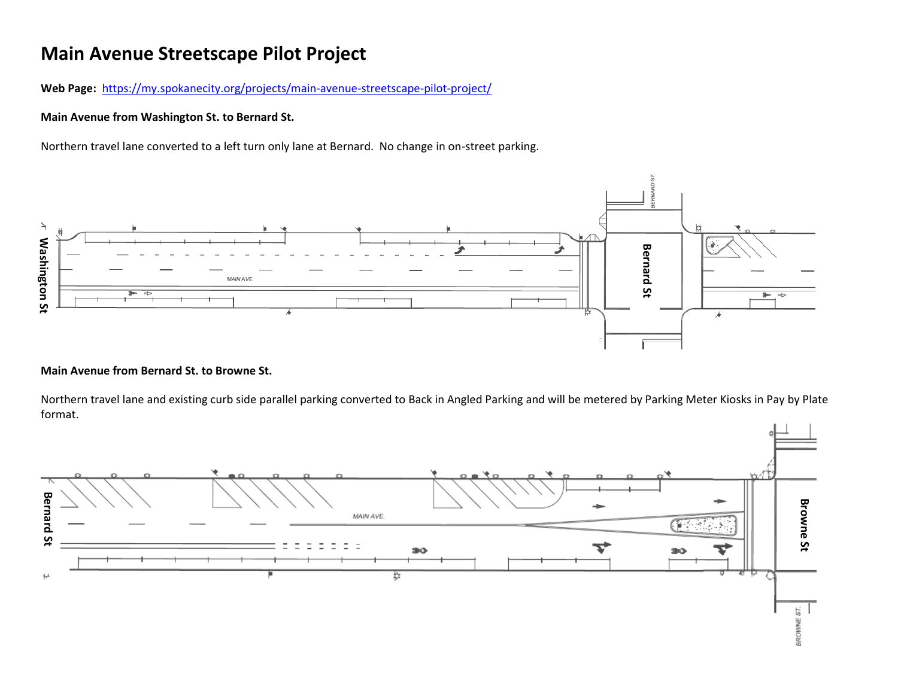# Main Avenue Streetscape Pilot Project

**Web Page:** https://my.spokanecity.org/projects/main-avenue-streetscape-pilot-project/

**Main Avenue from Washington St. to Bernard St.**

Northern travel lane converted to a left turn only lane at Bernard. No change in on-street parking.

**Main Avenue from Bernard St. to Browne St.**

Northern travel lane and existing curb side parallel parking converted to Back in Angled Parking and will be metered by Parking Meter Kiosks in Pay by Plate format.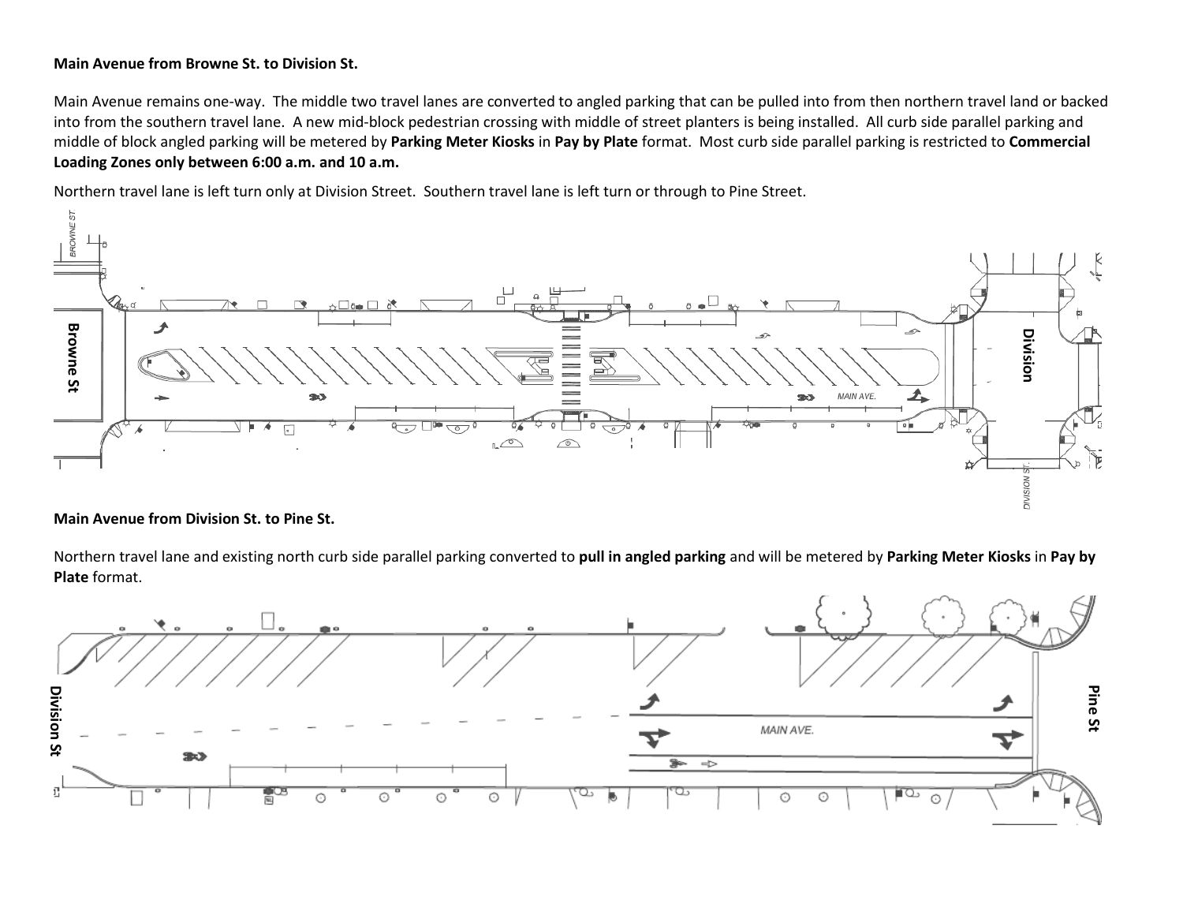**Main Avenue from Browne St. to Division St.**

Main Avenue remains one-way. The middle two travel lanes are converted to angled parking that can be pulled into from then northern travel land or backed into from the southern travel lane. A new mid-block pedestrian crossing with middle of street planters is being installed. All curb side parallel parking and middle of block angled parking will be metered by **Parking Meter Kiosks** in **Pay by Plate** format. Most curb side parallel parking is restricted to **Commercial Loading Zones only between 6:00 a.m. and 10 a.m.**

Northern travel lane is left turn only at Division Street. Southern travel lane is left turn or through to Pine Street.

BROWNE ST

**Browne St**

MAIN AVE.

**Division**

DIVISION ST.

**Main Avenue from Division St. to Pine St.**

Northern travel lane and existing north curb side parallel parking converted to **pull in angled parking** and will be metered by **Parking Meter Kiosks** in **Pay by Plate** format.

**Division St**

MAIN AVE.

**Pine St**